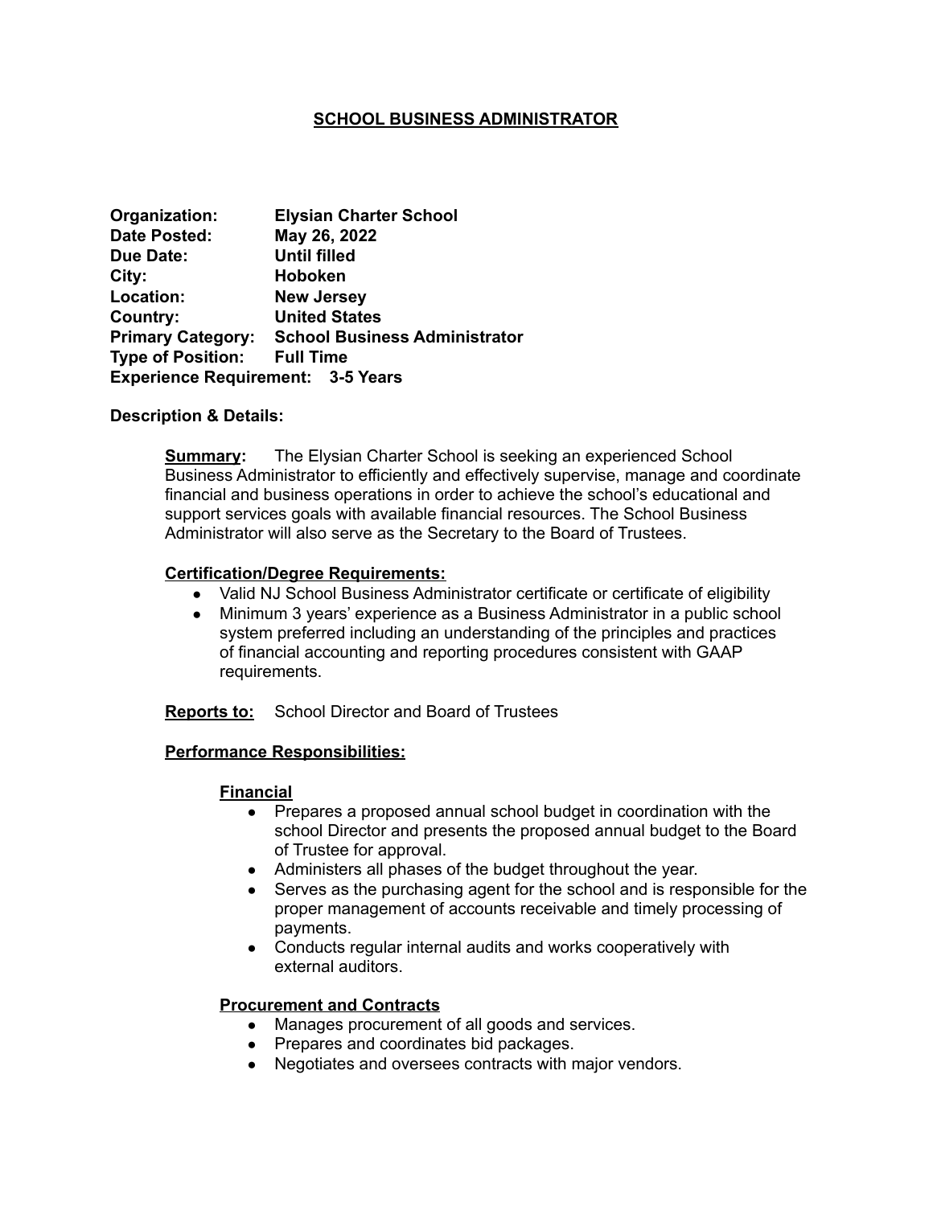# SCHOOL BUSINESS ADMINISTRATOR

**Organization:** **Elysian Charter School**
**Date Posted:** **May 26, 2022**
**Due Date:** **Until filled**
**City:** **Hoboken**
**Location:** **New Jersey**
**Country:** **United States**
**Primary Category:** **School Business Administrator**
**Type of Position:** **Full Time**
**Experience Requirement:** **3-5 Years**

**Description & Details:**

**Summary:** The Elysian Charter School is seeking an experienced School Business Administrator to efficiently and effectively supervise, manage and coordinate financial and business operations in order to achieve the school's educational and support services goals with available financial resources. The School Business Administrator will also serve as the Secretary to the Board of Trustees.

**Certification/Degree Requirements:**

- Valid NJ School Business Administrator certificate or certificate of eligibility
- Minimum 3 years' experience as a Business Administrator in a public school system preferred including an understanding of the principles and practices of financial accounting and reporting procedures consistent with GAAP requirements.

**Reports to:** School Director and Board of Trustees

**Performance Responsibilities:**

**Financial**

- Prepares a proposed annual school budget in coordination with the school Director and presents the proposed annual budget to the Board of Trustee for approval.
- Administers all phases of the budget throughout the year.
- Serves as the purchasing agent for the school and is responsible for the proper management of accounts receivable and timely processing of payments.
- Conducts regular internal audits and works cooperatively with external auditors.

**Procurement and Contracts**

- Manages procurement of all goods and services.
- Prepares and coordinates bid packages.
- Negotiates and oversees contracts with major vendors.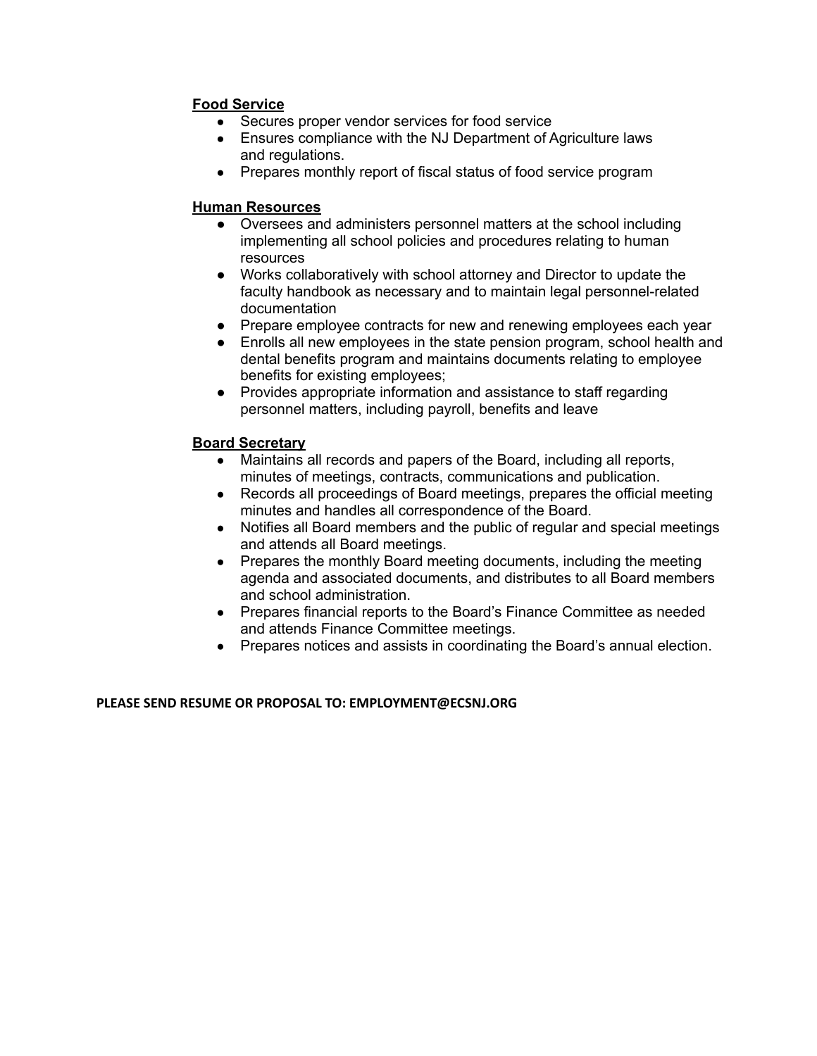**Food Service**

- Secures proper vendor services for food service
- Ensures compliance with the NJ Department of Agriculture laws and regulations.
- Prepares monthly report of fiscal status of food service program

**Human Resources**

- Oversees and administers personnel matters at the school including implementing all school policies and procedures relating to human resources
- Works collaboratively with school attorney and Director to update the faculty handbook as necessary and to maintain legal personnel-related documentation
- Prepare employee contracts for new and renewing employees each year
- Enrolls all new employees in the state pension program, school health and dental benefits program and maintains documents relating to employee benefits for existing employees;
- Provides appropriate information and assistance to staff regarding personnel matters, including payroll, benefits and leave

**Board Secretary**

- Maintains all records and papers of the Board, including all reports, minutes of meetings, contracts, communications and publication.
- Records all proceedings of Board meetings, prepares the official meeting minutes and handles all correspondence of the Board.
- Notifies all Board members and the public of regular and special meetings and attends all Board meetings.
- Prepares the monthly Board meeting documents, including the meeting agenda and associated documents, and distributes to all Board members and school administration.
- Prepares financial reports to the Board's Finance Committee as needed and attends Finance Committee meetings.
- Prepares notices and assists in coordinating the Board's annual election.

**PLEASE SEND RESUME OR PROPOSAL TO: EMPLOYMENT@ECSNJ.ORG**